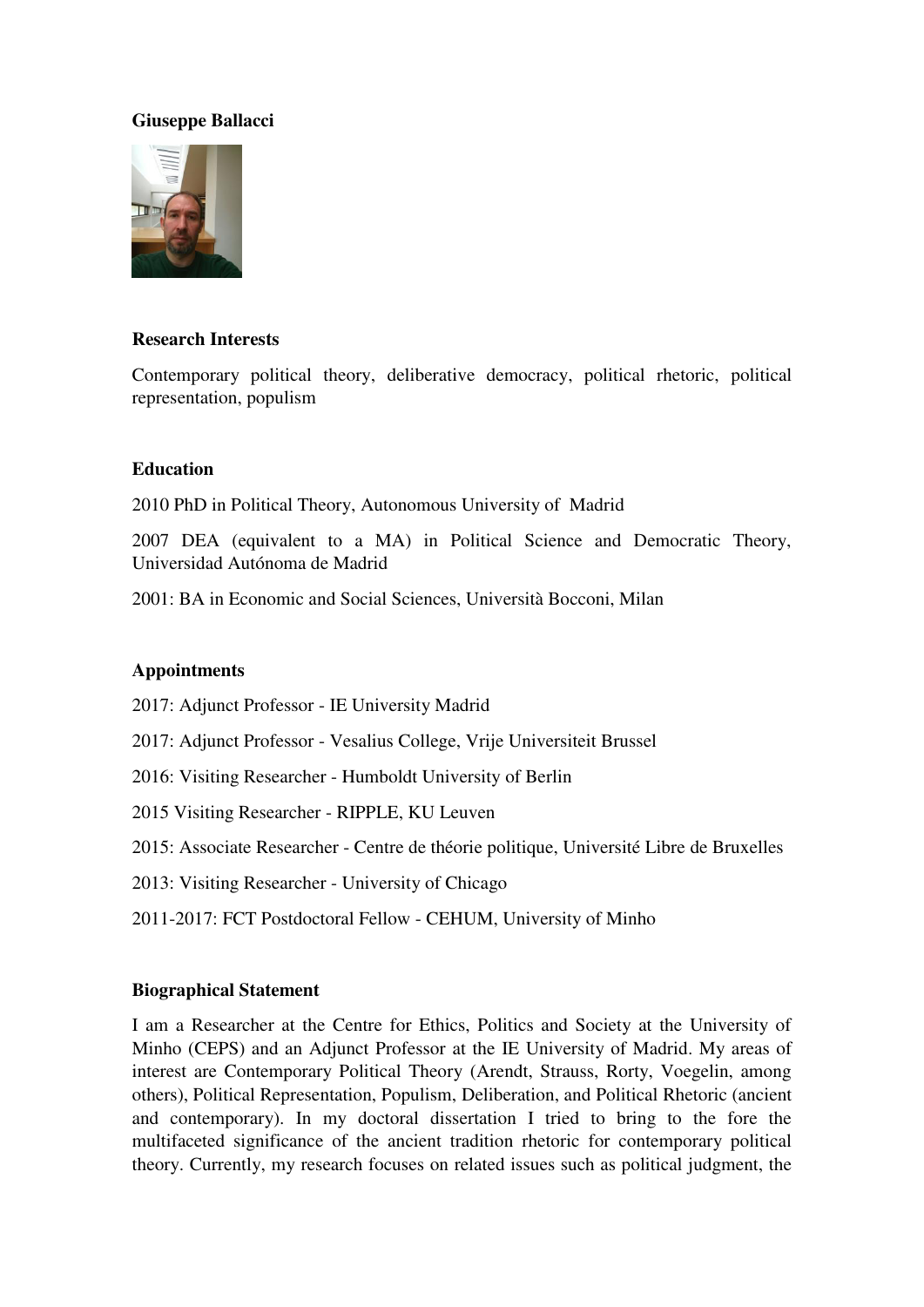**Giuseppe Ballacci**

**Research Interests**

Contemporary political theory, deliberative democracy, political rhetoric, political representation, populism

**Education**

2010 PhD in Political Theory, Autonomous University of Madrid

2007 DEA (equivalent to a MA) in Political Science and Democratic Theory, Universidad Autónoma de Madrid

2001: BA in Economic and Social Sciences, Università Bocconi, Milan

**Appointments**

2017: Adjunct Professor - IE University Madrid

2017: Adjunct Professor - Vesalius College, Vrije Universiteit Brussel

2016: Visiting Researcher - Humboldt University of Berlin

2015 Visiting Researcher - RIPPLE, KU Leuven

2015: Associate Researcher - Centre de théorie politique, Université Libre de Bruxelles

2013: Visiting Researcher - University of Chicago

2011-2017: FCT Postdoctoral Fellow - CEHUM, University of Minho

**Biographical Statement**

I am a Researcher at the Centre for Ethics, Politics and Society at the University of Minho (CEPS) and an Adjunct Professor at the IE University of Madrid. My areas of interest are Contemporary Political Theory (Arendt, Strauss, Rorty, Voegelin, among others), Political Representation, Populism, Deliberation, and Political Rhetoric (ancient and contemporary). In my doctoral dissertation I tried to bring to the fore the multifaceted significance of the ancient tradition rhetoric for contemporary political theory. Currently, my research focuses on related issues such as political judgment, the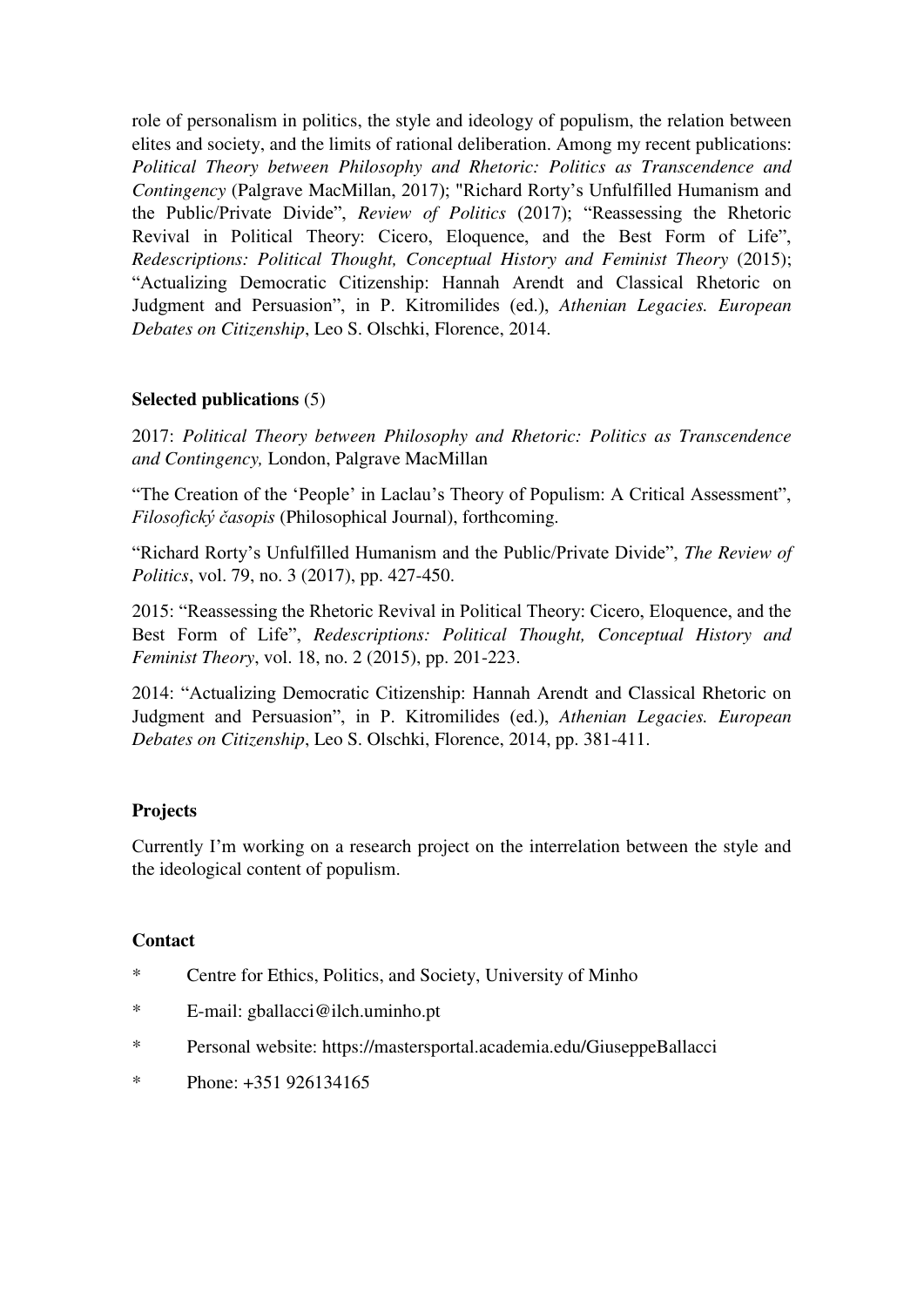role of personalism in politics, the style and ideology of populism, the relation between elites and society, and the limits of rational deliberation. Among my recent publications: *Political Theory between Philosophy and Rhetoric: Politics as Transcendence and Contingency* (Palgrave MacMillan, 2017); "Richard Rorty's Unfulfilled Humanism and the Public/Private Divide", *Review of Politics* (2017); "Reassessing the Rhetoric Revival in Political Theory: Cicero, Eloquence, and the Best Form of Life", *Redescriptions: Political Thought, Conceptual History and Feminist Theory* (2015); "Actualizing Democratic Citizenship: Hannah Arendt and Classical Rhetoric on Judgment and Persuasion", in P. Kitromilides (ed.), *Athenian Legacies. European Debates on Citizenship*, Leo S. Olschki, Florence, 2014.

**Selected publications** (5)

2017: *Political Theory between Philosophy and Rhetoric: Politics as Transcendence and Contingency,* London, Palgrave MacMillan

"The Creation of the 'People' in Laclau's Theory of Populism: A Critical Assessment", *Filosofický časopis* (Philosophical Journal), forthcoming.

"Richard Rorty's Unfulfilled Humanism and the Public/Private Divide", *The Review of Politics*, vol. 79, no. 3 (2017), pp. 427-450.

2015: "Reassessing the Rhetoric Revival in Political Theory: Cicero, Eloquence, and the Best Form of Life", *Redescriptions: Political Thought, Conceptual History and Feminist Theory*, vol. 18, no. 2 (2015), pp. 201-223.

2014: "Actualizing Democratic Citizenship: Hannah Arendt and Classical Rhetoric on Judgment and Persuasion", in P. Kitromilides (ed.), *Athenian Legacies. European Debates on Citizenship*, Leo S. Olschki, Florence, 2014, pp. 381-411.

**Projects**

Currently I'm working on a research project on the interrelation between the style and the ideological content of populism.

**Contact**

- Centre for Ethics, Politics, and Society, University of Minho
- E-mail: gballacci@ilch.uminho.pt
- Personal website: https://mastersportal.academia.edu/GiuseppeBallacci
- Phone: +351 926134165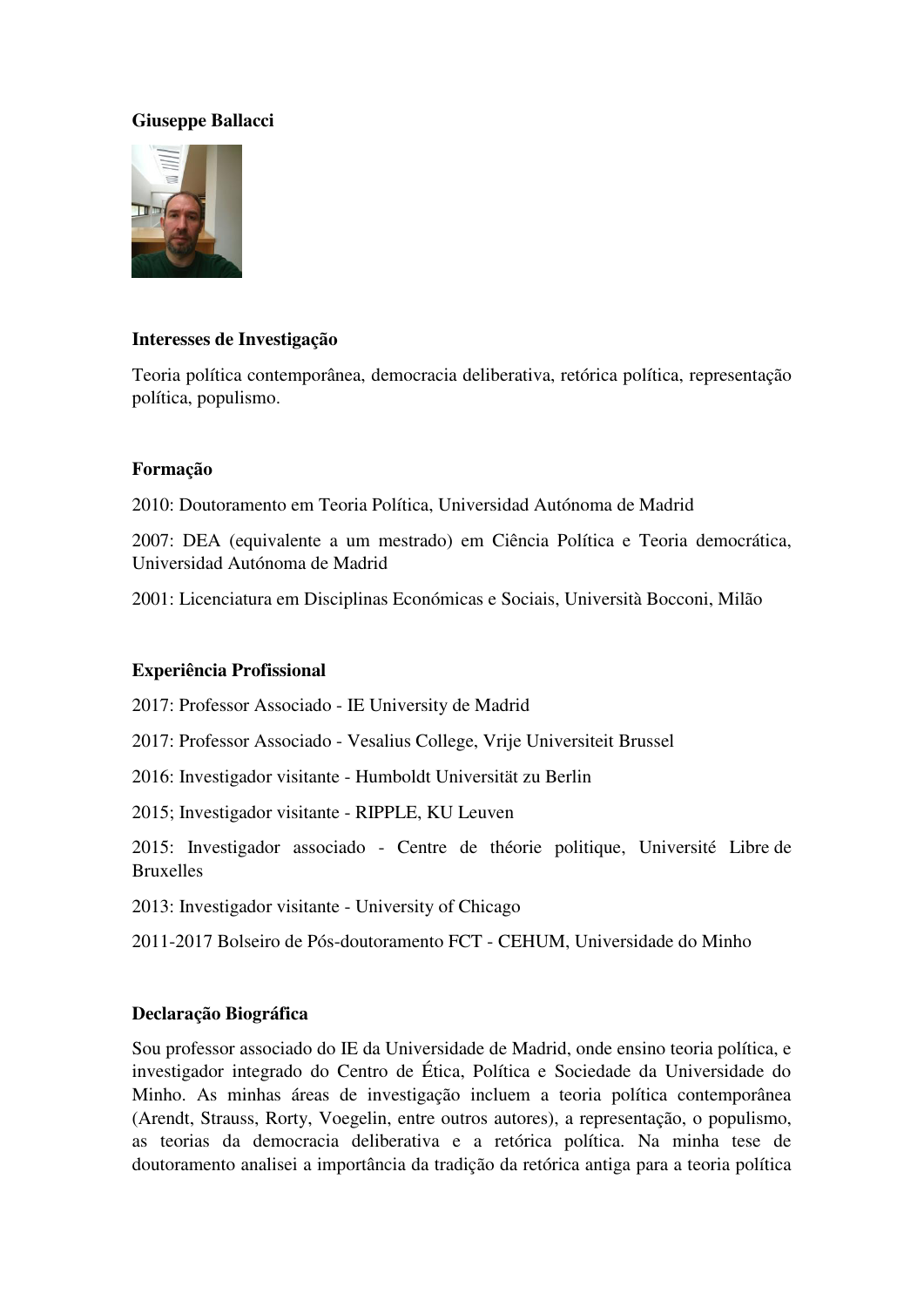**Giuseppe Ballacci**

**Interesses de Investigação**

Teoria política contemporânea, democracia deliberativa, retórica política, representação política, populismo.

**Formação**

2010: Doutoramento em Teoria Política, Universidad Autónoma de Madrid

2007: DEA (equivalente a um mestrado) em Ciência Política e Teoria democrática, Universidad Autónoma de Madrid

2001: Licenciatura em Disciplinas Económicas e Sociais, Università Bocconi, Milão

**Experiência Profissional**

2017: Professor Associado - IE University de Madrid

2017: Professor Associado - Vesalius College, Vrije Universiteit Brussel

2016: Investigador visitante - Humboldt Universität zu Berlin

2015; Investigador visitante - RIPPLE, KU Leuven

2015: Investigador associado - Centre de théorie politique, Université Libre de Bruxelles

2013: Investigador visitante - University of Chicago

2011-2017 Bolseiro de Pós-doutoramento FCT - CEHUM, Universidade do Minho

**Declaração Biográfica**

Sou professor associado do IE da Universidade de Madrid, onde ensino teoria política, e investigador integrado do Centro de Ética, Política e Sociedade da Universidade do Minho. As minhas áreas de investigação incluem a teoria política contemporânea (Arendt, Strauss, Rorty, Voegelin, entre outros autores), a representação, o populismo, as teorias da democracia deliberativa e a retórica política. Na minha tese de doutoramento analisei a importância da tradição da retórica antiga para a teoria política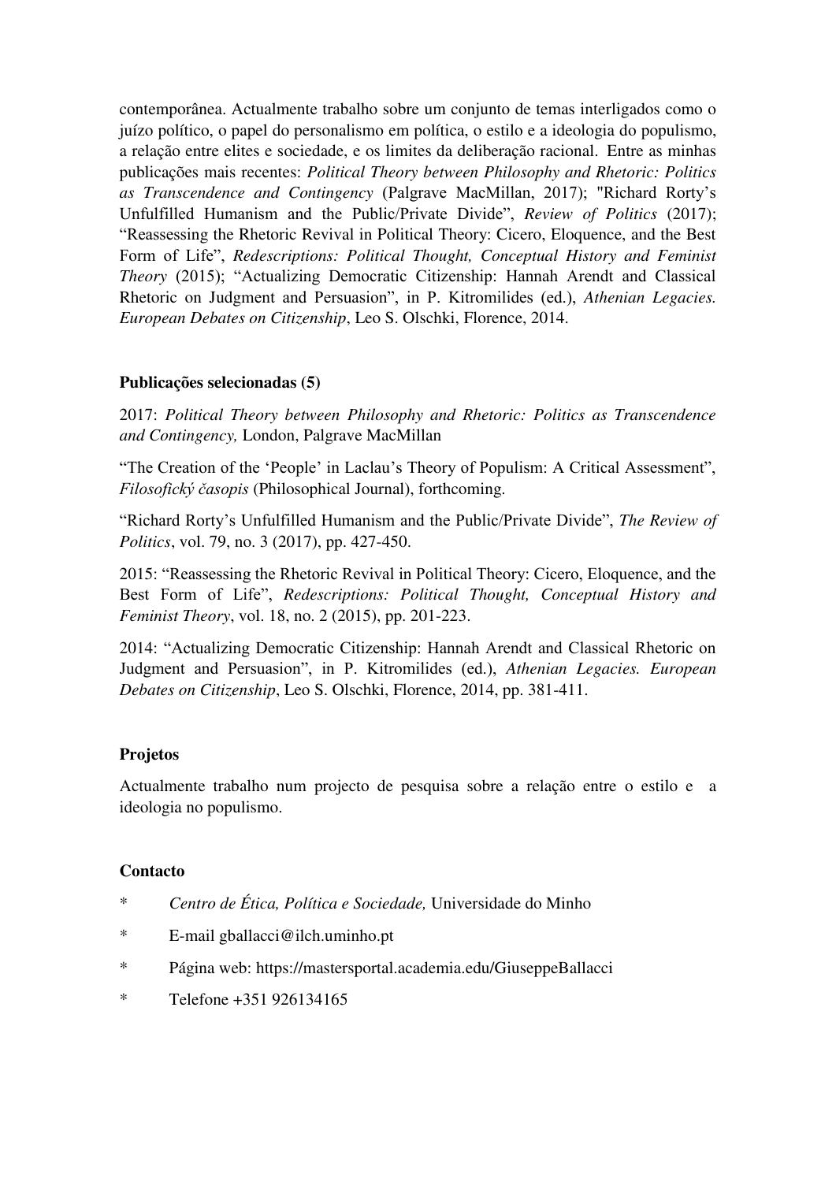contemporânea. Actualmente trabalho sobre um conjunto de temas interligados como o juízo político, o papel do personalismo em política, o estilo e a ideologia do populismo, a relação entre elites e sociedade, e os limites da deliberação racional. Entre as minhas publicações mais recentes: *Political Theory between Philosophy and Rhetoric: Politics as Transcendence and Contingency* (Palgrave MacMillan, 2017); "Richard Rorty's Unfulfilled Humanism and the Public/Private Divide", *Review of Politics* (2017); "Reassessing the Rhetoric Revival in Political Theory: Cicero, Eloquence, and the Best Form of Life", *Redescriptions: Political Thought, Conceptual History and Feminist Theory* (2015); "Actualizing Democratic Citizenship: Hannah Arendt and Classical Rhetoric on Judgment and Persuasion", in P. Kitromilides (ed.), *Athenian Legacies. European Debates on Citizenship*, Leo S. Olschki, Florence, 2014.

**Publicações selecionadas (5)**

2017: *Political Theory between Philosophy and Rhetoric: Politics as Transcendence and Contingency,* London, Palgrave MacMillan

"The Creation of the 'People' in Laclau's Theory of Populism: A Critical Assessment", *Filosofický časopis* (Philosophical Journal), forthcoming.

"Richard Rorty's Unfulfilled Humanism and the Public/Private Divide", *The Review of Politics*, vol. 79, no. 3 (2017), pp. 427-450.

2015: "Reassessing the Rhetoric Revival in Political Theory: Cicero, Eloquence, and the Best Form of Life", *Redescriptions: Political Thought, Conceptual History and Feminist Theory*, vol. 18, no. 2 (2015), pp. 201-223.

2014: "Actualizing Democratic Citizenship: Hannah Arendt and Classical Rhetoric on Judgment and Persuasion", in P. Kitromilides (ed.), *Athenian Legacies. European Debates on Citizenship*, Leo S. Olschki, Florence, 2014, pp. 381-411.

**Projetos**

Actualmente trabalho num projecto de pesquisa sobre a relação entre o estilo e a ideologia no populismo.

**Contacto**

* *Centro de Ética, Política e Sociedade,* Universidade do Minho
* E-mail gballacci@ilch.uminho.pt
* Página web: https://mastersportal.academia.edu/GiuseppeBallacci
* Telefone +351 926134165